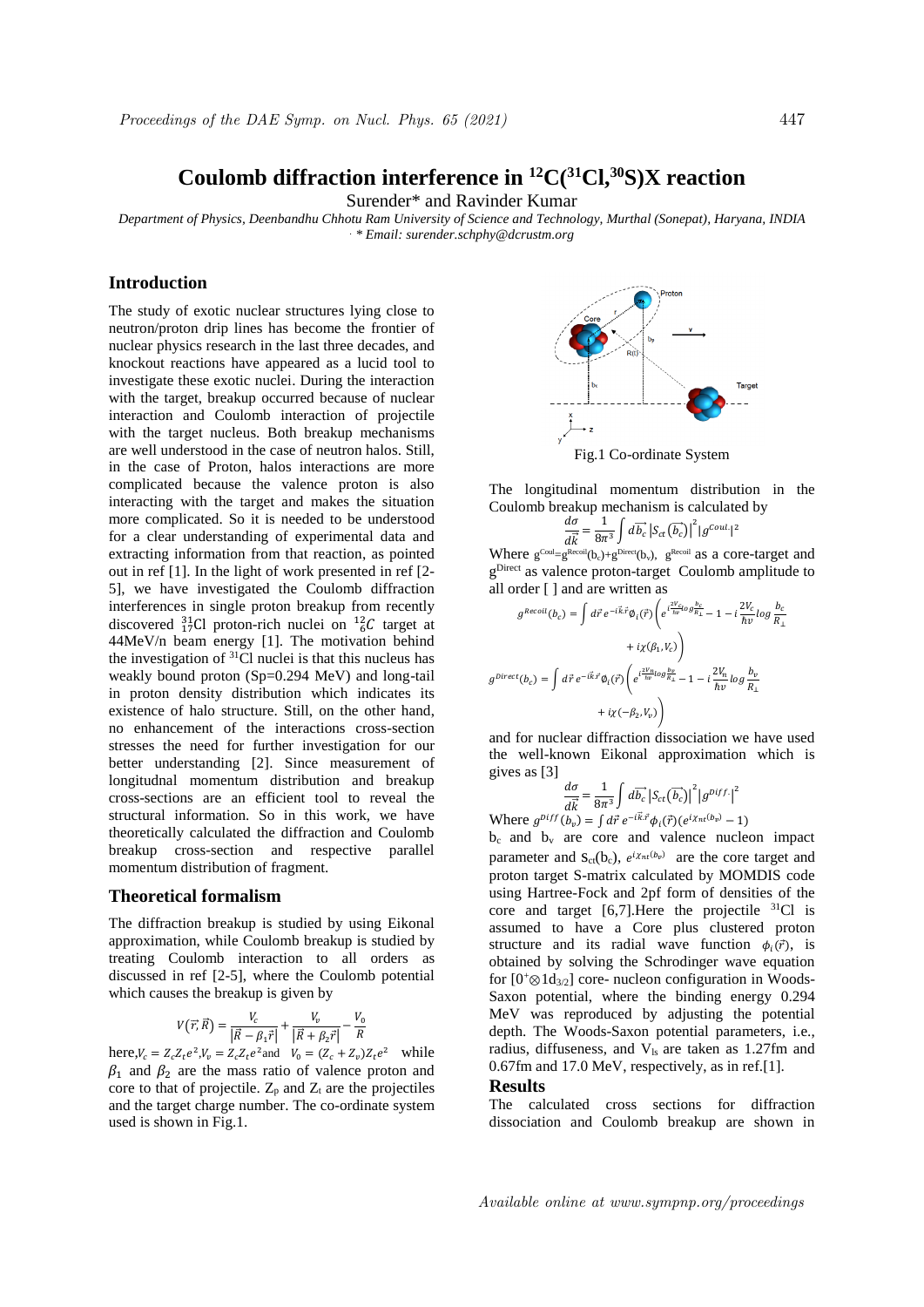# Coulomb diffraction interference in $^{12}C(^{31}Cl,^{30}S)X$ reaction

Surender* and Ravinder Kumar

*Department of Physics, Deenbandhu Chhotu Ram University of Science and Technology, Murthal (Sonepat), Haryana, INDIA*
*\* Email: surender.schphy@dcrustm.org*

## Introduction

The study of exotic nuclear structures lying close to neutron/proton drip lines has become the frontier of nuclear physics research in the last three decades, and knockout reactions have appeared as a lucid tool to investigate these exotic nuclei. During the interaction with the target, breakup occurred because of nuclear interaction and Coulomb interaction of projectile with the target nucleus. Both breakup mechanisms are well understood in the case of neutron halos. Still, in the case of Proton, halos interactions are more complicated because the valence proton is also interacting with the target and makes the situation more complicated. So it is needed to be understood for a clear understanding of experimental data and extracting information from that reaction, as pointed out in ref [1]. In the light of work presented in ref [2-5], we have investigated the Coulomb diffraction interferences in single proton breakup from recently discovered $^{31}_{17}$Cl proton-rich nuclei on $^{12}_{6}C$ target at 44MeV/n beam energy [1]. The motivation behind the investigation of $^{31}$Cl nuclei is that this nucleus has weakly bound proton (Sp=0.294 MeV) and long-tail in proton density distribution which indicates its existence of halo structure. Still, on the other hand, no enhancement of the interactions cross-section stresses the need for further investigation for our better understanding [2]. Since measurement of longitudnal momentum distribution and breakup cross-sections are an efficient tool to reveal the structural information. So in this work, we have theoretically calculated the diffraction and Coulomb breakup cross-section and respective parallel momentum distribution of fragment.

## Theoretical formalism

The diffraction breakup is studied by using Eikonal approximation, while Coulomb breakup is studied by treating Coulomb interaction to all orders as discussed in ref [2-5], where the Coulomb potential which causes the breakup is given by

$$V(\vec{r},\vec{R}) = \frac{V_c}{|\vec{R}-\beta_1\vec{r}|} + \frac{V_v}{|\vec{R}+\beta_2\vec{r}|} - \frac{V_0}{R}$$

here, $V_c = Z_c Z_t e^2$, $V_v = Z_c Z_t e^2$ and $V_0 = (Z_c + Z_v) Z_t e^2$ while $\beta_1$ and $\beta_2$ are the mass ratio of valence proton and core to that of projectile. $Z_p$ and $Z_t$ are the projectiles and the target charge number. The co-ordinate system used is shown in Fig.1.

Fig.1 Co-ordinate System

The longitudinal momentum distribution in the Coulomb breakup mechanism is calculated by

$$\frac{d\sigma}{d\vec{k}} = \frac{1}{8\pi^3}\int d\vec{b_c}\,|S_{ct}(\vec{b_c})|^2 |g^{Coul.}|^2$$

Where $g^{Coul}=g^{Recoil}(b_c)+g^{Direct}(b_v)$, $g^{Recoil}$ as a core-target and $g^{Direct}$ as valence proton-target Coulomb amplitude to all order [ ] and are written as

$$g^{Recoil}(b_c) = \int d\vec{r}\, e^{-i\vec{k}.\vec{r}}\phi_i(\vec{r})\left(e^{i\frac{2V_c}{\hbar v}log\frac{b_c}{R_\perp}} - 1 - i\frac{2V_c}{\hbar v}log\frac{b_c}{R_\perp} + i\chi(\beta_1, V_c)\right)$$

$$g^{Direct}(b_c) = \int d\vec{r}\, e^{-i\vec{k}.\vec{r}}\phi_i(\vec{r})\left(e^{i\frac{2V_n}{\hbar v}log\frac{b_v}{R_\perp}} - 1 - i\frac{2V_n}{\hbar v}log\frac{b_v}{R_\perp} + i\chi(-\beta_2, V_v)\right)$$

and for nuclear diffraction dissociation we have used the well-known Eikonal approximation which is gives as [3]

$$\frac{d\sigma}{d\vec{k}} = \frac{1}{8\pi^3}\int d\vec{b_c}\,|S_{ct}(\vec{b_c})|^2 |g^{Diff.}|^2$$

Where $g^{Diff}(b_v) = \int d\vec{r}\, e^{-i\vec{k}.\vec{r}}\phi_i(\vec{r})(e^{i\chi_{nt}(b_v)} - 1)$

$b_c$ and $b_v$ are core and valence nucleon impact parameter and $S_{ct}(b_c)$, $e^{i\chi_{nt}(b_v)}$ are the core target and proton target S-matrix calculated by MOMDIS code using Hartree-Fock and 2pf form of densities of the core and target [6,7].Here the projectile $^{31}$Cl is assumed to have a Core plus clustered proton structure and its radial wave function $\phi_i(\vec{r})$, is obtained by solving the Schrodinger wave equation for $[0^+\otimes 1d_{3/2}]$ core- nucleon configuration in Woods-Saxon potential, where the binding energy 0.294 MeV was reproduced by adjusting the potential depth. The Woods-Saxon potential parameters, i.e., radius, diffuseness, and $V_{ls}$ are taken as 1.27fm and 0.67fm and 17.0 MeV, respectively, as in ref.[1].

## Results

The calculated cross sections for diffraction dissociation and Coulomb breakup are shown in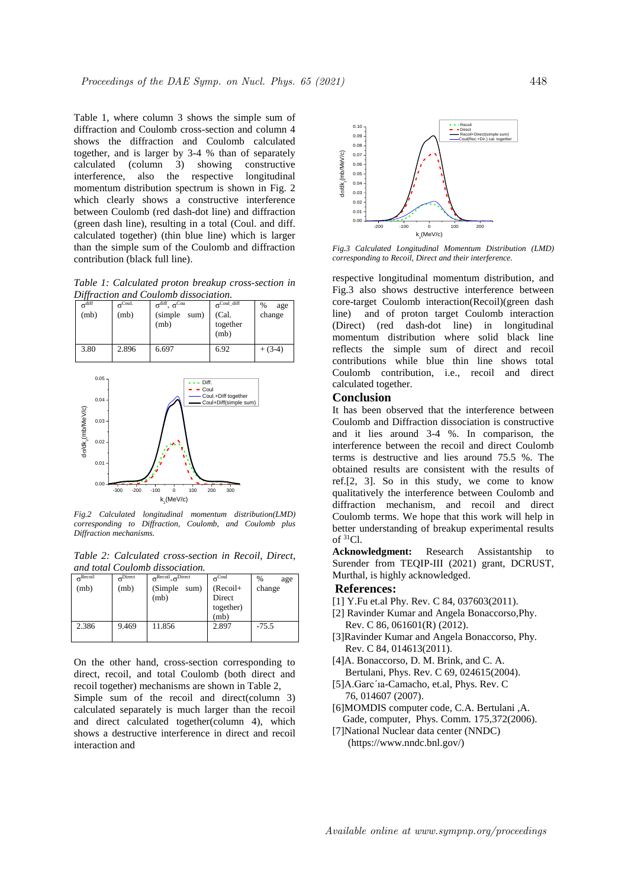Table 1, where column 3 shows the simple sum of diffraction and Coulomb cross-section and column 4 shows the diffraction and Coulomb calculated together, and is larger by 3-4 % than of separately calculated (column 3) showing constructive interference, also the respective longitudinal momentum distribution spectrum is shown in Fig. 2 which clearly shows a constructive interference between Coulomb (red dash-dot line) and diffraction (green dash line), resulting in a total (Coul. and diff. calculated together) (thin blue line) which is larger than the simple sum of the Coulomb and diffraction contribution (black full line).

*Table 1: Calculated proton breakup cross-section in Diffraction and Coulomb dissociation.*

| $\sigma^{diff}$ (mb) | $\sigma^{Coul.}$ (mb) | $\sigma^{diff}+\sigma^{Cou}$ (simple sum) (mb) | $\sigma^{Coul\_diff}$ (Cal. together (mb) | % age change |
|---|---|---|---|---|
| 3.80 | 2.896 | 6.697 | 6.92 | + (3-4) |

Diff.
Coul
Coul.+Diff together
Coul+Diff(simple sum)
dσ/dk$_z$(mb/MeV/c)
k$_z$(MeV/c)
0.00 0.01 0.02 0.03 0.04 0.05
-300 -200 -100 0 100 200 300

*Fig.2 Calculated longitudinal momentum distribution(LMD) corresponding to Diffraction, Coulomb, and Coulomb plus Diffraction mechanisms.*

*Table 2: Calculated cross-section in Recoil, Direct, and total Coulomb dissociation.*

| $\sigma^{Recoil}$ (mb) | $\sigma^{Direct}$ (mb) | $\sigma^{Recoil}+\sigma^{Direct}$ (Simple sum) (mb) | $\sigma^{Coul}$ (Recoil+ Direct together) (mb) | % age change |
|---|---|---|---|---|
| 2.386 | 9.469 | 11.856 | 2.897 | -75.5 |

On the other hand, cross-section corresponding to direct, recoil, and total Coulomb (both direct and recoil together) mechanisms are shown in Table 2, Simple sum of the recoil and direct(column 3) calculated separately is much larger than the recoil and direct calculated together(column 4), which shows a destructive interference in direct and recoil interaction and

Recoil
Direct
Recoil+Direct(simple sum)
Coul(Rec.+Dir.) cal. together
dσ/dk$_z$ (mb/MeV/c)
k$_z$(MeV/c)
0.00 0.01 0.02 0.03 0.04 0.05 0.06 0.07 0.08 0.09 0.10
-200 -100 0 100 200

*Fig.3 Calculated Longitudinal Momentum Distribution (LMD) corresponding to Recoil, Direct and their interference.*

respective longitudinal momentum distribution, and Fig.3 also shows destructive interference between core-target Coulomb interaction(Recoil)(green dash line) and of proton target Coulomb interaction (Direct) (red dash-dot line) in longitudinal momentum distribution where solid black line reflects the simple sum of direct and recoil contributions while blue thin line shows total Coulomb contribution, i.e., recoil and direct calculated together.

## Conclusion

It has been observed that the interference between Coulomb and Diffraction dissociation is constructive and it lies around 3-4 %. In comparison, the interference between the recoil and direct Coulomb terms is destructive and lies around 75.5 %. The obtained results are consistent with the results of ref.[2, 3]. So in this study, we come to know qualitatively the interference between Coulomb and diffraction mechanism, and recoil and direct Coulomb terms. We hope that this work will help in better understanding of breakup experimental results of $^{31}$Cl.

**Acknowledgment:** Research Assistantship to Surender from TEQIP-III (2021) grant, DCRUST, Murthal, is highly acknowledged.

## References:

[1] Y.Fu et.al Phy. Rev. C 84, 037603(2011).
[2] Ravinder Kumar and Angela Bonaccorso,Phy. Rev. C 86, 061601(R) (2012).
[3]Ravinder Kumar and Angela Bonaccorso, Phy. Rev. C 84, 014613(2011).
[4]A. Bonaccorso, D. M. Brink, and C. A. Bertulani, Phys. Rev. C 69, 024615(2004).
[5]A.Garc´ıa-Camacho, et.al, Phys. Rev. C 76, 014607 (2007).
[6]MOMDIS computer code, C.A. Bertulani ,A. Gade, computer, Phys. Comm. 175,372(2006).
[7]National Nuclear data center (NNDC) (https://www.nndc.bnl.gov/)